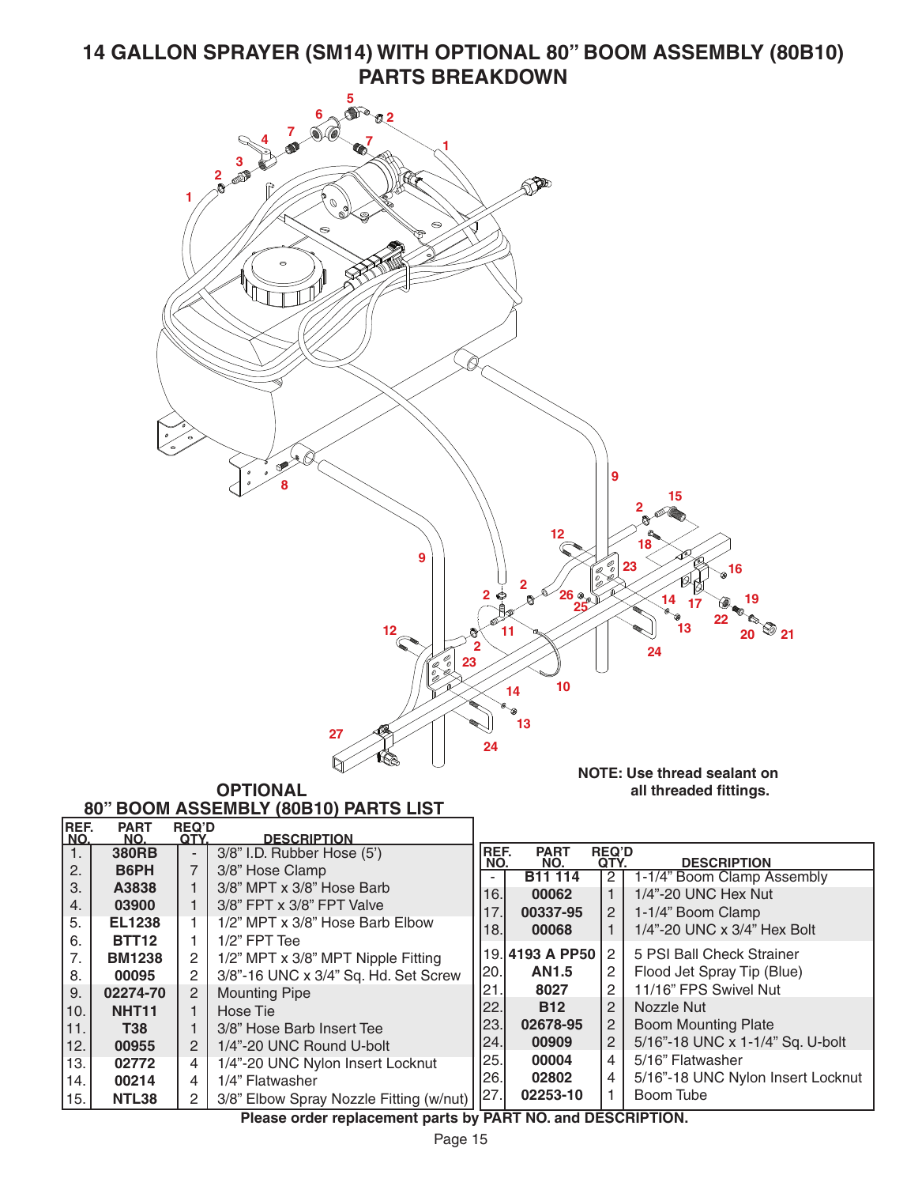# 14 GALLON SPRAYER (SM14) WITH OPTIONAL 80" BOOM ASSEMBLY (80B10) PARTS BREAKDOWN

**NOTE: Use thread sealant on all threaded fittings.**

## OPTIONAL 80" BOOM ASSEMBLY (80B10) PARTS LIST

| REF. NO. | PART NO. | REQ'D QTY. | DESCRIPTION |
|---|---|---|---|
| 1. | **380RB** | - | 3/8" I.D. Rubber Hose (5') |
| 2. | **B6PH** | 7 | 3/8" Hose Clamp |
| 3. | **A3838** | 1 | 3/8" MPT x 3/8" Hose Barb |
| 4. | **03900** | 1 | 3/8" FPT x 3/8" FPT Valve |
| 5. | **EL1238** | 1 | 1/2" MPT x 3/8" Hose Barb Elbow |
| 6. | **BTT12** | 1 | 1/2" FPT Tee |
| 7. | **BM1238** | 2 | 1/2" MPT x 3/8" MPT Nipple Fitting |
| 8. | **00095** | 2 | 3/8"-16 UNC x 3/4" Sq. Hd. Set Screw |
| 9. | **02274-70** | 2 | Mounting Pipe |
| 10. | **NHT11** | 1 | Hose Tie |
| 11. | **T38** | 1 | 3/8" Hose Barb Insert Tee |
| 12. | **00955** | 2 | 1/4"-20 UNC Round U-bolt |
| 13. | **02772** | 4 | 1/4"-20 UNC Nylon Insert Locknut |
| 14. | **00214** | 4 | 1/4" Flatwasher |
| 15. | **NTL38** | 2 | 3/8" Elbow Spray Nozzle Fitting (w/nut) |
| - | **B11 114** | 2 | 1-1/4" Boom Clamp Assembly |
| 16. | **00062** | 1 | 1/4"-20 UNC Hex Nut |
| 17. | **00337-95** | 2 | 1-1/4" Boom Clamp |
| 18. | **00068** | 1 | 1/4"-20 UNC x 3/4" Hex Bolt |
| 19. | **4193 A PP50** | 2 | 5 PSI Ball Check Strainer |
| 20. | **AN1.5** | 2 | Flood Jet Spray Tip (Blue) |
| 21. | **8027** | 2 | 11/16" FPS Swivel Nut |
| 22. | **B12** | 2 | Nozzle Nut |
| 23. | **02678-95** | 2 | Boom Mounting Plate |
| 24. | **00909** | 2 | 5/16"-18 UNC x 1-1/4" Sq. U-bolt |
| 25. | **00004** | 4 | 5/16" Flatwasher |
| 26. | **02802** | 4 | 5/16"-18 UNC Nylon Insert Locknut |
| 27. | **02253-10** | 1 | Boom Tube |

**Please order replacement parts by PART NO. and DESCRIPTION.**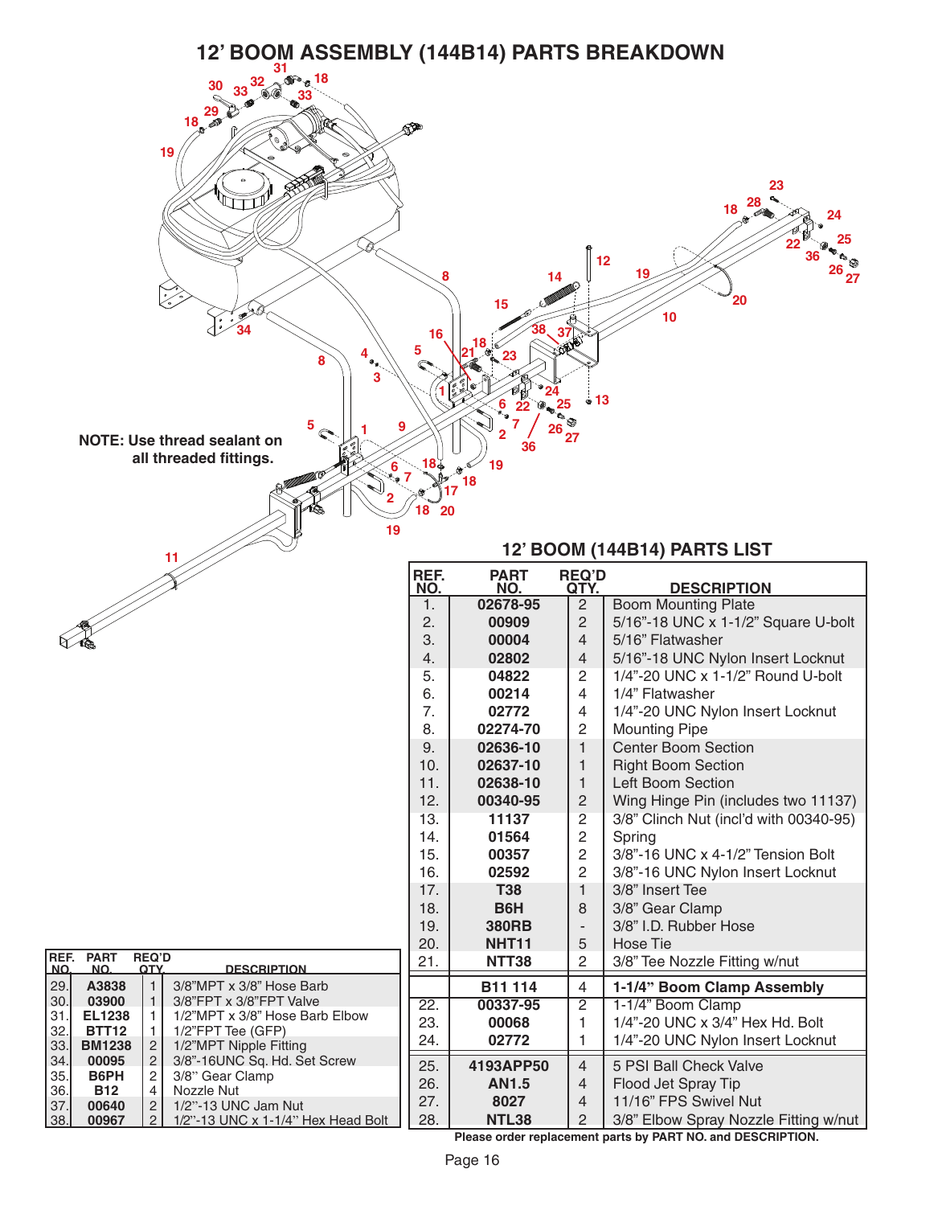# 12' BOOM ASSEMBLY (144B14) PARTS BREAKDOWN

NOTE: Use thread sealant on all threaded fittings.

## 12' BOOM (144B14) PARTS LIST

| REF. NO. | PART NO. | REQ'D QTY. | DESCRIPTION |
|---|---|---|---|
| 1. | **02678-95** | 2 | Boom Mounting Plate |
| 2. | **00909** | 2 | 5/16"-18 UNC x 1-1/2" Square U-bolt |
| 3. | **00004** | 4 | 5/16" Flatwasher |
| 4. | **02802** | 4 | 5/16"-18 UNC Nylon Insert Locknut |
| 5. | **04822** | 2 | 1/4"-20 UNC x 1-1/2" Round U-bolt |
| 6. | **00214** | 4 | 1/4" Flatwasher |
| 7. | **02772** | 4 | 1/4"-20 UNC Nylon Insert Locknut |
| 8. | **02274-70** | 2 | Mounting Pipe |
| 9. | **02636-10** | 1 | Center Boom Section |
| 10. | **02637-10** | 1 | Right Boom Section |
| 11. | **02638-10** | 1 | Left Boom Section |
| 12. | **00340-95** | 2 | Wing Hinge Pin (includes two 11137) |
| 13. | **11137** | 2 | 3/8" Clinch Nut (incl'd with 00340-95) |
| 14. | **01564** | 2 | Spring |
| 15. | **00357** | 2 | 3/8"-16 UNC x 4-1/2" Tension Bolt |
| 16. | **02592** | 2 | 3/8"-16 UNC Nylon Insert Locknut |
| 17. | **T38** | 1 | 3/8" Insert Tee |
| 18. | **B6H** | 8 | 3/8" Gear Clamp |
| 19. | **380RB** | - | 3/8" I.D. Rubber Hose |
| 20. | **NHT11** | 5 | Hose Tie |
| 21. | **NTT38** | 2 | 3/8" Tee Nozzle Fitting w/nut |
| | **B11 114** | 4 | **1-1/4" Boom Clamp Assembly** |
| 22. | **00337-95** | 2 | 1-1/4" Boom Clamp |
| 23. | **00068** | 1 | 1/4"-20 UNC x 3/4" Hex Hd. Bolt |
| 24. | **02772** | 1 | 1/4"-20 UNC Nylon Insert Locknut |
| 25. | **4193APP50** | 4 | 5 PSI Ball Check Valve |
| 26. | **AN1.5** | 4 | Flood Jet Spray Tip |
| 27. | **8027** | 4 | 11/16" FPS Swivel Nut |
| 28. | **NTL38** | 2 | 3/8" Elbow Spray Nozzle Fitting w/nut |
| 29. | **A3838** | 1 | 3/8"MPT x 3/8" Hose Barb |
| 30. | **03900** | 1 | 3/8"FPT x 3/8"FPT Valve |
| 31. | **EL1238** | 1 | 1/2"MPT x 3/8" Hose Barb Elbow |
| 32. | **BTT12** | 1 | 1/2"FPT Tee (GFP) |
| 33. | **BM1238** | 2 | 1/2"MPT Nipple Fitting |
| 34. | **00095** | 2 | 3/8"-16UNC Sq. Hd. Set Screw |
| 35. | **B6PH** | 2 | 3/8" Gear Clamp |
| 36. | **B12** | 4 | Nozzle Nut |
| 37. | **00640** | 2 | 1/2"-13 UNC Jam Nut |
| 38. | **00967** | 2 | 1/2"-13 UNC x 1-1/4" Hex Head Bolt |

**Please order replacement parts by PART NO. and DESCRIPTION.**